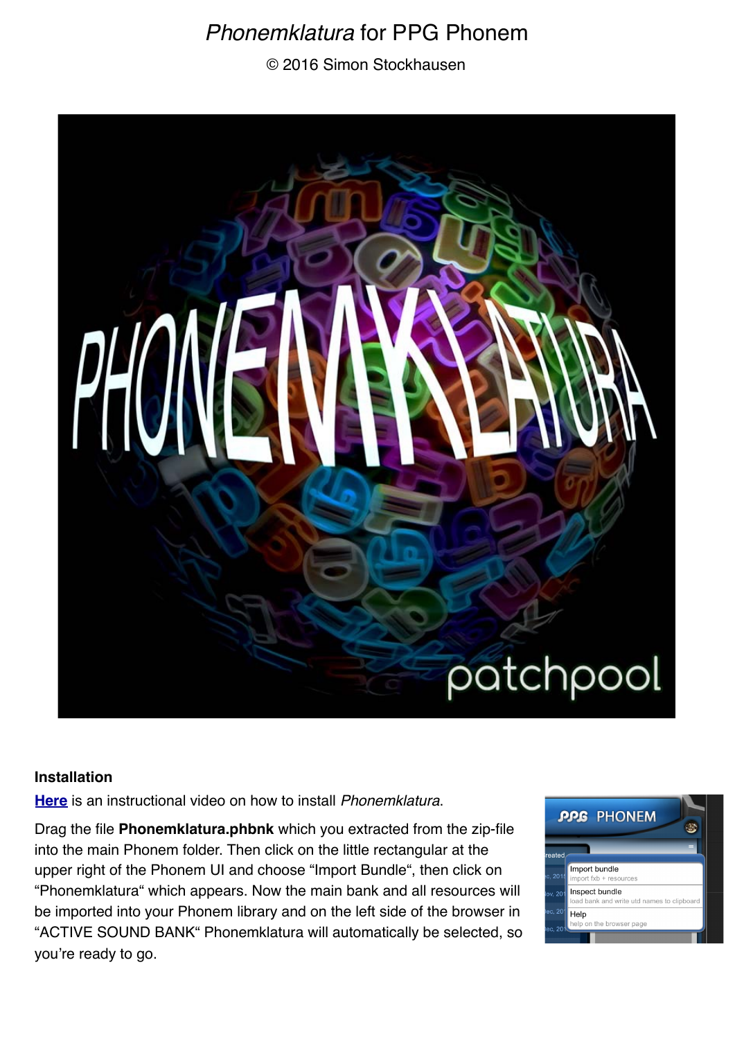# *Phonemklatura* for PPG Phonem

© 2016 Simon Stockhausen

### Installation

**Here** is an instructional video on how to install *Phonemklatura*.

Drag the file **Phonemklatura.phbnk** which you extracted from the zip-file into the main Phonem folder. Then click on the little rectangular at the upper right of the Phonem UI and choose "Import Bundle", then click on "Phonemklatura" which appears. Now the main bank and all resources will be imported into your Phonem library and on the left side of the browser in "ACTIVE SOUND BANK" Phonemklatura will automatically be selected, so you're ready to go.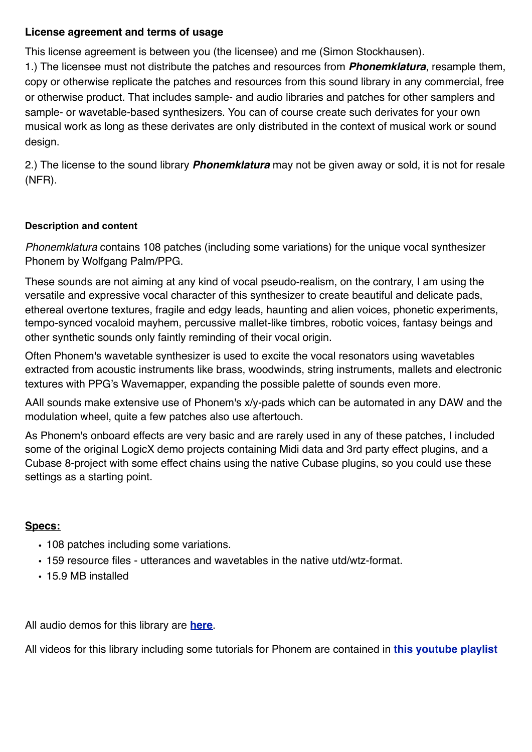### License agreement and terms of usage

This license agreement is between you (the licensee) and me (Simon Stockhausen).
1.) The licensee must not distribute the patches and resources from ***Phonemklatura***, resample them, copy or otherwise replicate the patches and resources from this sound library in any commercial, free or otherwise product. That includes sample- and audio libraries and patches for other samplers and sample- or wavetable-based synthesizers. You can of course create such derivates for your own musical work as long as these derivates are only distributed in the context of musical work or sound design.

2.) The license to the sound library ***Phonemklatura*** may not be given away or sold, it is not for resale (NFR).

#### Description and content

*Phonemklatura* contains 108 patches (including some variations) for the unique vocal synthesizer Phonem by Wolfgang Palm/PPG.

These sounds are not aiming at any kind of vocal pseudo-realism, on the contrary, I am using the versatile and expressive vocal character of this synthesizer to create beautiful and delicate pads, ethereal overtone textures, fragile and edgy leads, haunting and alien voices, phonetic experiments, tempo-synced vocaloid mayhem, percussive mallet-like timbres, robotic voices, fantasy beings and other synthetic sounds only faintly reminding of their vocal origin.

Often Phonem's wavetable synthesizer is used to excite the vocal resonators using wavetables extracted from acoustic instruments like brass, woodwinds, string instruments, mallets and electronic textures with PPG's Wavemapper, expanding the possible palette of sounds even more.

AAll sounds make extensive use of Phonem's x/y-pads which can be automated in any DAW and the modulation wheel, quite a few patches also use aftertouch.

As Phonem's onboard effects are very basic and are rarely used in any of these patches, I included some of the original LogicX demo projects containing Midi data and 3rd party effect plugins, and a Cubase 8-project with some effect chains using the native Cubase plugins, so you could use these settings as a starting point.

**Specs:**

- 108 patches including some variations.
- 159 resource files - utterances and wavetables in the native utd/wtz-format.
- 15.9 MB installed

All audio demos for this library are **here**.

All videos for this library including some tutorials for Phonem are contained in **this youtube playlist**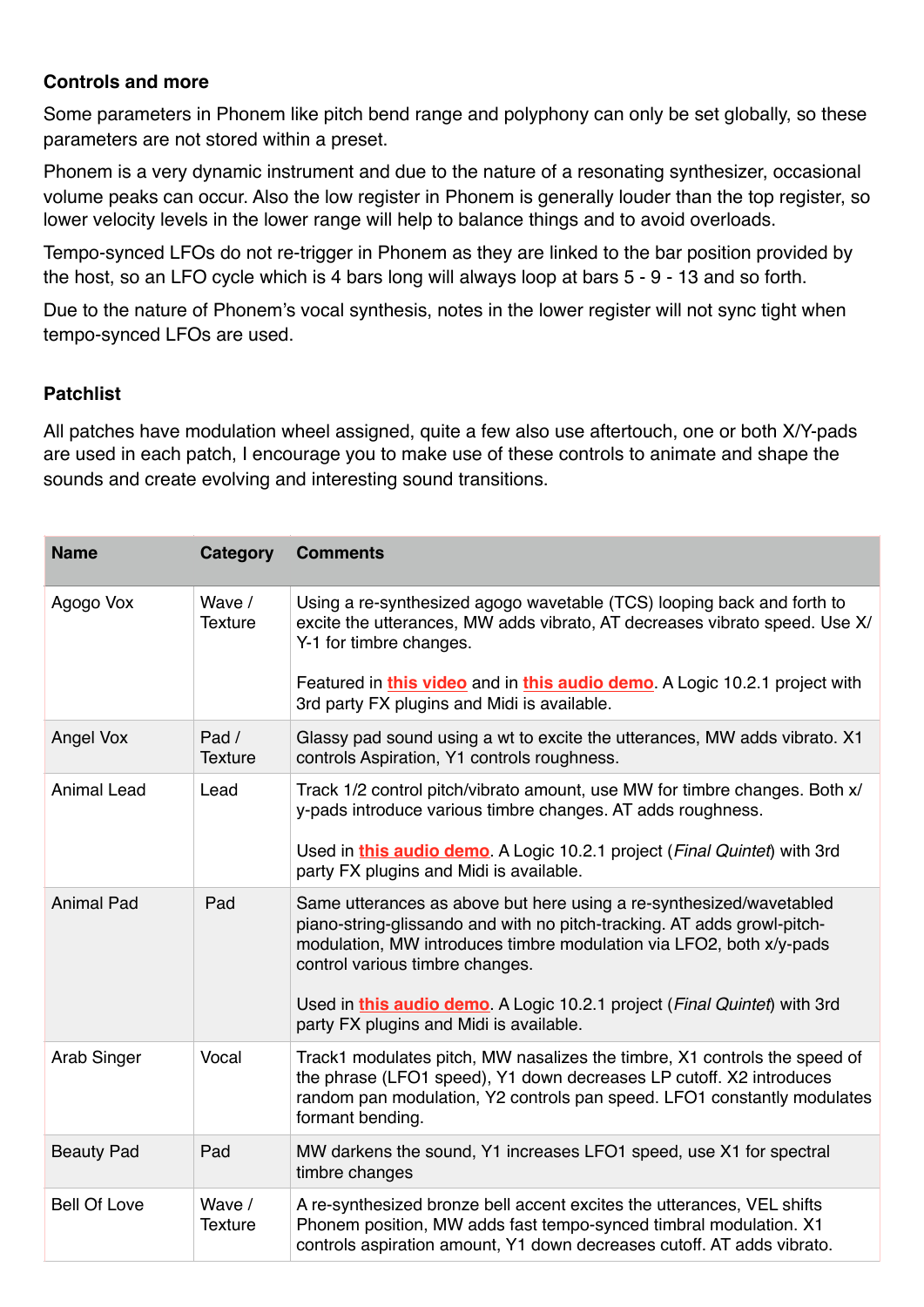### Controls and more

Some parameters in Phonem like pitch bend range and polyphony can only be set globally, so these parameters are not stored within a preset.

Phonem is a very dynamic instrument and due to the nature of a resonating synthesizer, occasional volume peaks can occur. Also the low register in Phonem is generally louder than the top register, so lower velocity levels in the lower range will help to balance things and to avoid overloads.

Tempo-synced LFOs do not re-trigger in Phonem as they are linked to the bar position provided by the host, so an LFO cycle which is 4 bars long will always loop at bars 5 - 9 - 13 and so forth.

Due to the nature of Phonem's vocal synthesis, notes in the lower register will not sync tight when tempo-synced LFOs are used.

### Patchlist

All patches have modulation wheel assigned, quite a few also use aftertouch, one or both X/Y-pads are used in each patch, I encourage you to make use of these controls to animate and shape the sounds and create evolving and interesting sound transitions.

| Name | Category | Comments |
|---|---|---|
| Agogo Vox | Wave / Texture | Using a re-synthesized agogo wavetable (TCS) looping back and forth to excite the utterances, MW adds vibrato, AT decreases vibrato speed. Use X/Y-1 for timbre changes.<br><br>Featured in **this video** and in **this audio demo**. A Logic 10.2.1 project with 3rd party FX plugins and Midi is available. |
| Angel Vox | Pad / Texture | Glassy pad sound using a wt to excite the utterances, MW adds vibrato. X1 controls Aspiration, Y1 controls roughness. |
| Animal Lead | Lead | Track 1/2 control pitch/vibrato amount, use MW for timbre changes. Both x/y-pads introduce various timbre changes. AT adds roughness.<br><br>Used in **this audio demo**. A Logic 10.2.1 project (*Final Quintet*) with 3rd party FX plugins and Midi is available. |
| Animal Pad | Pad | Same utterances as above but here using a re-synthesized/wavetabled piano-string-glissando and with no pitch-tracking. AT adds growl-pitch-modulation, MW introduces timbre modulation via LFO2, both x/y-pads control various timbre changes.<br><br>Used in **this audio demo**. A Logic 10.2.1 project (*Final Quintet*) with 3rd party FX plugins and Midi is available. |
| Arab Singer | Vocal | Track1 modulates pitch, MW nasalizes the timbre, X1 controls the speed of the phrase (LFO1 speed), Y1 down decreases LP cutoff. X2 introduces random pan modulation, Y2 controls pan speed. LFO1 constantly modulates formant bending. |
| Beauty Pad | Pad | MW darkens the sound, Y1 increases LFO1 speed, use X1 for spectral timbre changes |
| Bell Of Love | Wave / Texture | A re-synthesized bronze bell accent excites the utterances, VEL shifts Phonem position, MW adds fast tempo-synced timbral modulation. X1 controls aspiration amount, Y1 down decreases cutoff. AT adds vibrato. |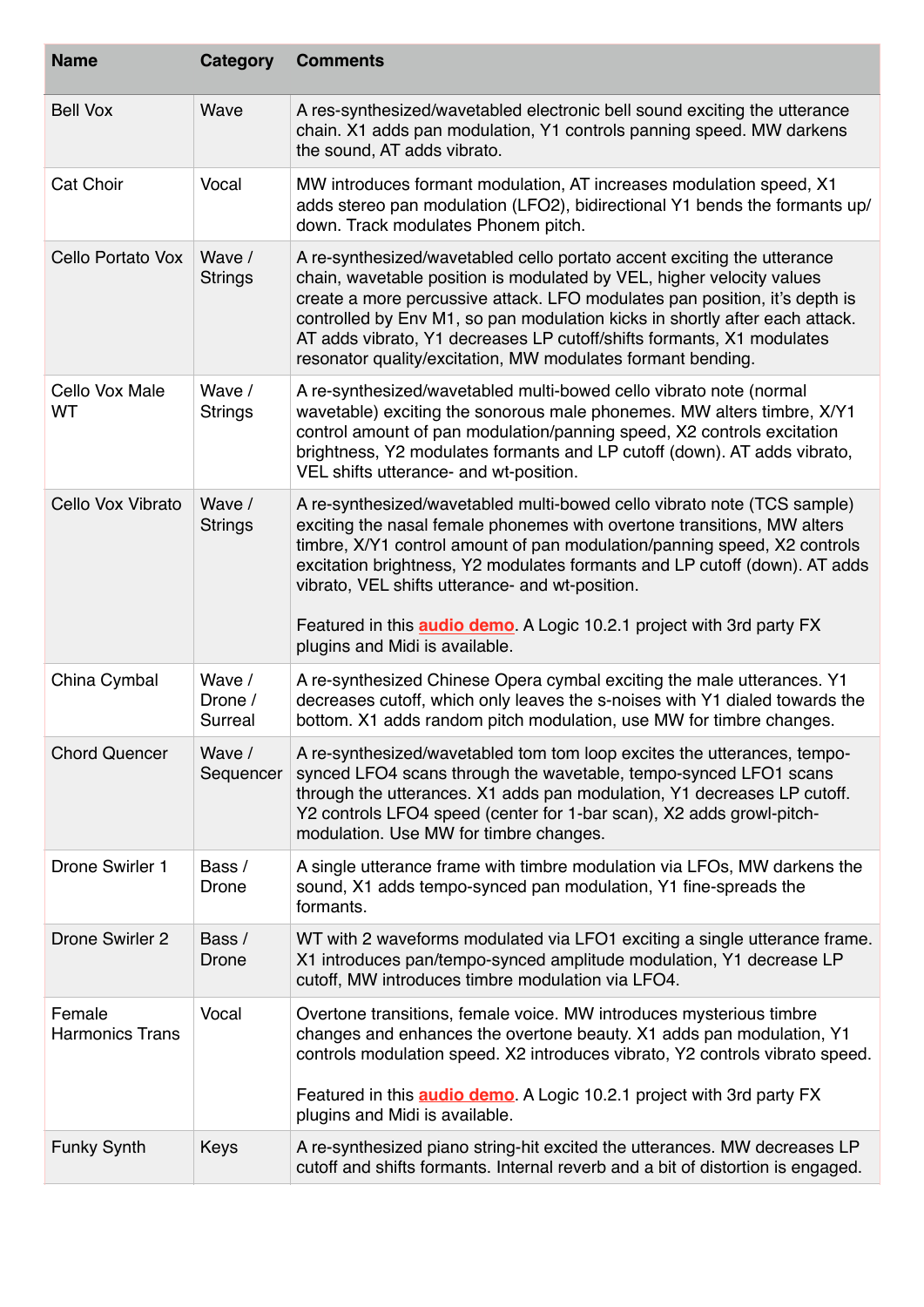| Name | Category | Comments |
|---|---|---|
| Bell Vox | Wave | A res-synthesized/wavetabled electronic bell sound exciting the utterance chain. X1 adds pan modulation, Y1 controls panning speed. MW darkens the sound, AT adds vibrato. |
| Cat Choir | Vocal | MW introduces formant modulation, AT increases modulation speed, X1 adds stereo pan modulation (LFO2), bidirectional Y1 bends the formants up/down. Track modulates Phonem pitch. |
| Cello Portato Vox | Wave / Strings | A re-synthesized/wavetabled cello portato accent exciting the utterance chain, wavetable position is modulated by VEL, higher velocity values create a more percussive attack. LFO modulates pan position, it's depth is controlled by Env M1, so pan modulation kicks in shortly after each attack. AT adds vibrato, Y1 decreases LP cutoff/shifts formants, X1 modulates resonator quality/excitation, MW modulates formant bending. |
| Cello Vox Male WT | Wave / Strings | A re-synthesized/wavetabled multi-bowed cello vibrato note (normal wavetable) exciting the sonorous male phonemes. MW alters timbre, X/Y1 control amount of pan modulation/panning speed, X2 controls excitation brightness, Y2 modulates formants and LP cutoff (down). AT adds vibrato, VEL shifts utterance- and wt-position. |
| Cello Vox Vibrato | Wave / Strings | A re-synthesized/wavetabled multi-bowed cello vibrato note (TCS sample) exciting the nasal female phonemes with overtone transitions, MW alters timbre, X/Y1 control amount of pan modulation/panning speed, X2 controls excitation brightness, Y2 modulates formants and LP cutoff (down). AT adds vibrato, VEL shifts utterance- and wt-position.<br><br>Featured in this **audio demo**. A Logic 10.2.1 project with 3rd party FX plugins and Midi is available. |
| China Cymbal | Wave / Drone / Surreal | A re-synthesized Chinese Opera cymbal exciting the male utterances. Y1 decreases cutoff, which only leaves the s-noises with Y1 dialed towards the bottom. X1 adds random pitch modulation, use MW for timbre changes. |
| Chord Quencer | Wave / Sequencer | A re-synthesized/wavetabled tom tom loop excites the utterances, tempo-synced LFO4 scans through the wavetable, tempo-synced LFO1 scans through the utterances. X1 adds pan modulation, Y1 decreases LP cutoff. Y2 controls LFO4 speed (center for 1-bar scan), X2 adds growl-pitch-modulation. Use MW for timbre changes. |
| Drone Swirler 1 | Bass / Drone | A single utterance frame with timbre modulation via LFOs, MW darkens the sound, X1 adds tempo-synced pan modulation, Y1 fine-spreads the formants. |
| Drone Swirler 2 | Bass / Drone | WT with 2 waveforms modulated via LFO1 exciting a single utterance frame. X1 introduces pan/tempo-synced amplitude modulation, Y1 decrease LP cutoff, MW introduces timbre modulation via LFO4. |
| Female Harmonics Trans | Vocal | Overtone transitions, female voice. MW introduces mysterious timbre changes and enhances the overtone beauty. X1 adds pan modulation, Y1 controls modulation speed. X2 introduces vibrato, Y2 controls vibrato speed.<br><br>Featured in this **audio demo**. A Logic 10.2.1 project with 3rd party FX plugins and Midi is available. |
| Funky Synth | Keys | A re-synthesized piano string-hit excited the utterances. MW decreases LP cutoff and shifts formants. Internal reverb and a bit of distortion is engaged. |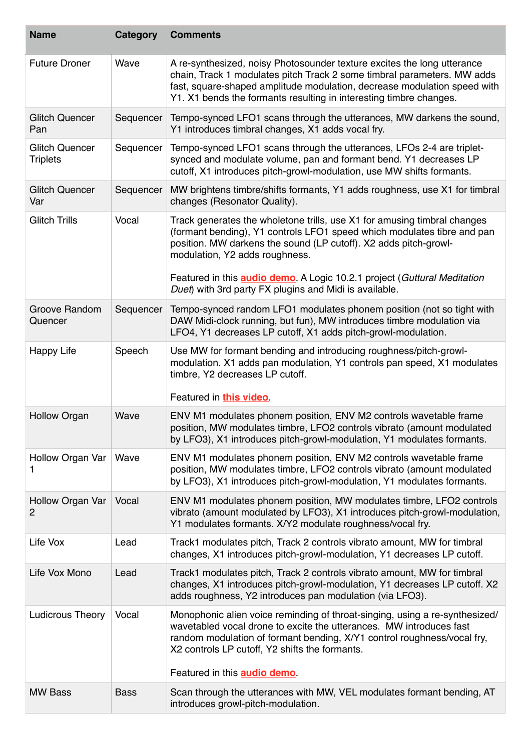| Name | Category | Comments |
|---|---|---|
| Future Droner | Wave | A re-synthesized, noisy Photosounder texture excites the long utterance chain, Track 1 modulates pitch Track 2 some timbral parameters. MW adds fast, square-shaped amplitude modulation, decrease modulation speed with Y1. X1 bends the formants resulting in interesting timbre changes. |
| Glitch Quencer Pan | Sequencer | Tempo-synced LFO1 scans through the utterances, MW darkens the sound, Y1 introduces timbral changes, X1 adds vocal fry. |
| Glitch Quencer Triplets | Sequencer | Tempo-synced LFO1 scans through the utterances, LFOs 2-4 are triplet-synced and modulate volume, pan and formant bend. Y1 decreases LP cutoff, X1 introduces pitch-growl-modulation, use MW shifts formants. |
| Glitch Quencer Var | Sequencer | MW brightens timbre/shifts formants, Y1 adds roughness, use X1 for timbral changes (Resonator Quality). |
| Glitch Trills | Vocal | Track generates the wholetone trills, use X1 for amusing timbral changes (formant bending), Y1 controls LFO1 speed which modulates tibre and pan position. MW darkens the sound (LP cutoff). X2 adds pitch-growl-modulation, Y2 adds roughness.<br><br>Featured in this **audio demo**. A Logic 10.2.1 project (*Guttural Meditation Duet*) with 3rd party FX plugins and Midi is available. |
| Groove Random Quencer | Sequencer | Tempo-synced random LFO1 modulates phonem position (not so tight with DAW Midi-clock running, but fun), MW introduces timbre modulation via LFO4, Y1 decreases LP cutoff, X1 adds pitch-growl-modulation. |
| Happy Life | Speech | Use MW for formant bending and introducing roughness/pitch-growl-modulation. X1 adds pan modulation, Y1 controls pan speed, X1 modulates timbre, Y2 decreases LP cutoff.<br><br>Featured in **this video**. |
| Hollow Organ | Wave | ENV M1 modulates phonem position, ENV M2 controls wavetable frame position, MW modulates timbre, LFO2 controls vibrato (amount modulated by LFO3), X1 introduces pitch-growl-modulation, Y1 modulates formants. |
| Hollow Organ Var 1 | Wave | ENV M1 modulates phonem position, ENV M2 controls wavetable frame position, MW modulates timbre, LFO2 controls vibrato (amount modulated by LFO3), X1 introduces pitch-growl-modulation, Y1 modulates formants. |
| Hollow Organ Var 2 | Vocal | ENV M1 modulates phonem position, MW modulates timbre, LFO2 controls vibrato (amount modulated by LFO3), X1 introduces pitch-growl-modulation, Y1 modulates formants. X/Y2 modulate roughness/vocal fry. |
| Life Vox | Lead | Track1 modulates pitch, Track 2 controls vibrato amount, MW for timbral changes, X1 introduces pitch-growl-modulation, Y1 decreases LP cutoff. |
| Life Vox Mono | Lead | Track1 modulates pitch, Track 2 controls vibrato amount, MW for timbral changes, X1 introduces pitch-growl-modulation, Y1 decreases LP cutoff. X2 adds roughness, Y2 introduces pan modulation (via LFO3). |
| Ludicrous Theory | Vocal | Monophonic alien voice reminding of throat-singing, using a re-synthesized/wavetabled vocal drone to excite the utterances. MW introduces fast random modulation of formant bending, X/Y1 control roughness/vocal fry, X2 controls LP cutoff, Y2 shifts the formants.<br><br>Featured in this **audio demo**. |
| MW Bass | Bass | Scan through the utterances with MW, VEL modulates formant bending, AT introduces growl-pitch-modulation. |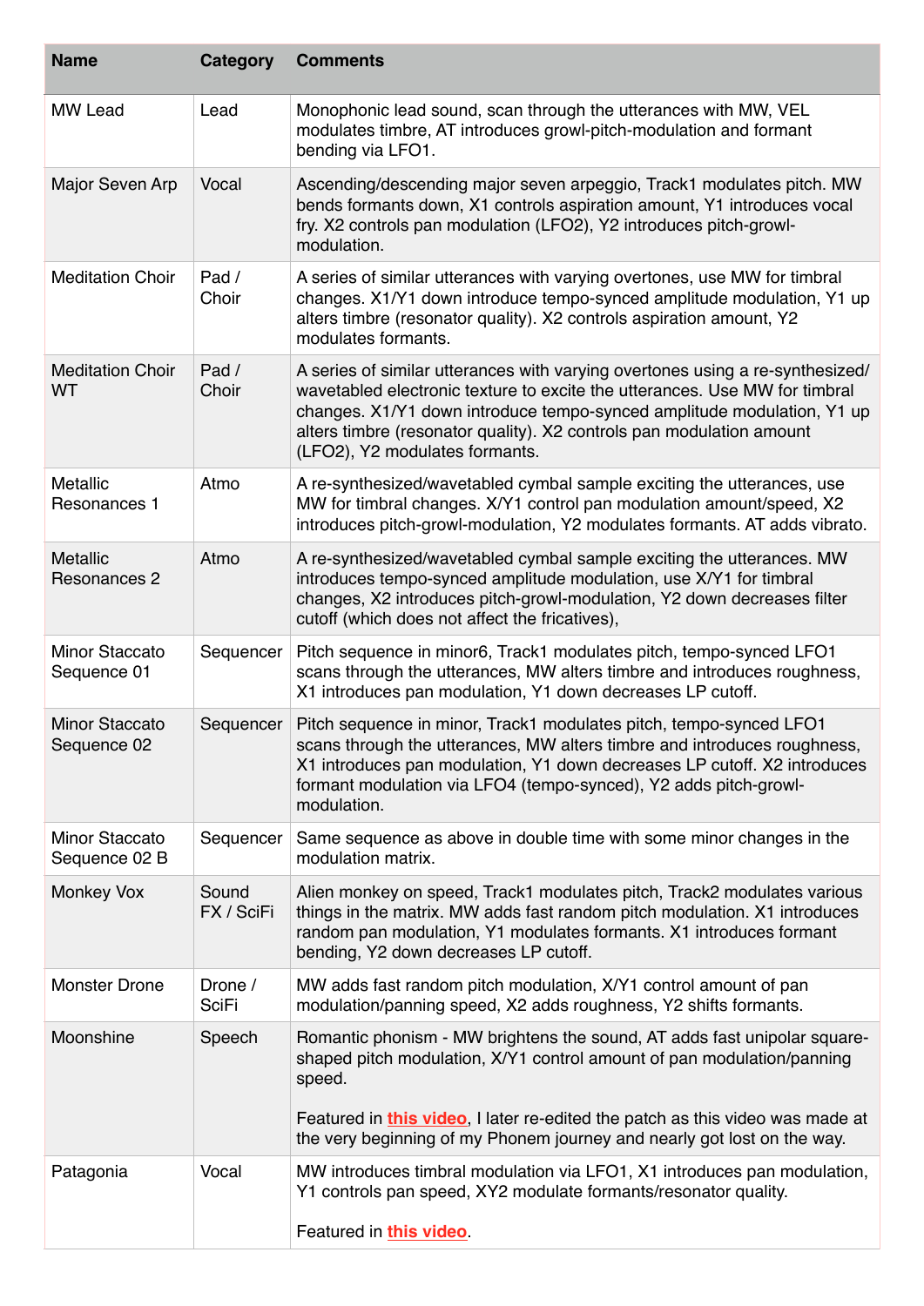| Name | Category | Comments |
|---|---|---|
| MW Lead | Lead | Monophonic lead sound, scan through the utterances with MW, VEL modulates timbre, AT introduces growl-pitch-modulation and formant bending via LFO1. |
| Major Seven Arp | Vocal | Ascending/descending major seven arpeggio, Track1 modulates pitch. MW bends formants down, X1 controls aspiration amount, Y1 introduces vocal fry. X2 controls pan modulation (LFO2), Y2 introduces pitch-growl-modulation. |
| Meditation Choir | Pad / Choir | A series of similar utterances with varying overtones, use MW for timbral changes. X1/Y1 down introduce tempo-synced amplitude modulation, Y1 up alters timbre (resonator quality). X2 controls aspiration amount, Y2 modulates formants. |
| Meditation Choir WT | Pad / Choir | A series of similar utterances with varying overtones using a re-synthesized/wavetabled electronic texture to excite the utterances. Use MW for timbral changes. X1/Y1 down introduce tempo-synced amplitude modulation, Y1 up alters timbre (resonator quality). X2 controls pan modulation amount (LFO2), Y2 modulates formants. |
| Metallic Resonances 1 | Atmo | A re-synthesized/wavetabled cymbal sample exciting the utterances, use MW for timbral changes. X/Y1 control pan modulation amount/speed, X2 introduces pitch-growl-modulation, Y2 modulates formants. AT adds vibrato. |
| Metallic Resonances 2 | Atmo | A re-synthesized/wavetabled cymbal sample exciting the utterances. MW introduces tempo-synced amplitude modulation, use X/Y1 for timbral changes, X2 introduces pitch-growl-modulation, Y2 down decreases filter cutoff (which does not affect the fricatives), |
| Minor Staccato Sequence 01 | Sequencer | Pitch sequence in minor6, Track1 modulates pitch, tempo-synced LFO1 scans through the utterances, MW alters timbre and introduces roughness, X1 introduces pan modulation, Y1 down decreases LP cutoff. |
| Minor Staccato Sequence 02 | Sequencer | Pitch sequence in minor, Track1 modulates pitch, tempo-synced LFO1 scans through the utterances, MW alters timbre and introduces roughness, X1 introduces pan modulation, Y1 down decreases LP cutoff. X2 introduces formant modulation via LFO4 (tempo-synced), Y2 adds pitch-growl-modulation. |
| Minor Staccato Sequence 02 B | Sequencer | Same sequence as above in double time with some minor changes in the modulation matrix. |
| Monkey Vox | Sound FX / SciFi | Alien monkey on speed, Track1 modulates pitch, Track2 modulates various things in the matrix. MW adds fast random pitch modulation. X1 introduces random pan modulation, Y1 modulates formants. X1 introduces formant bending, Y2 down decreases LP cutoff. |
| Monster Drone | Drone / SciFi | MW adds fast random pitch modulation, X/Y1 control amount of pan modulation/panning speed, X2 adds roughness, Y2 shifts formants. |
| Moonshine | Speech | Romantic phonism - MW brightens the sound, AT adds fast unipolar square-shaped pitch modulation, X/Y1 control amount of pan modulation/panning speed.<br><br>Featured in **this video**, I later re-edited the patch as this video was made at the very beginning of my Phonem journey and nearly got lost on the way. |
| Patagonia | Vocal | MW introduces timbral modulation via LFO1, X1 introduces pan modulation, Y1 controls pan speed, XY2 modulate formants/resonator quality.<br><br>Featured in **this video**. |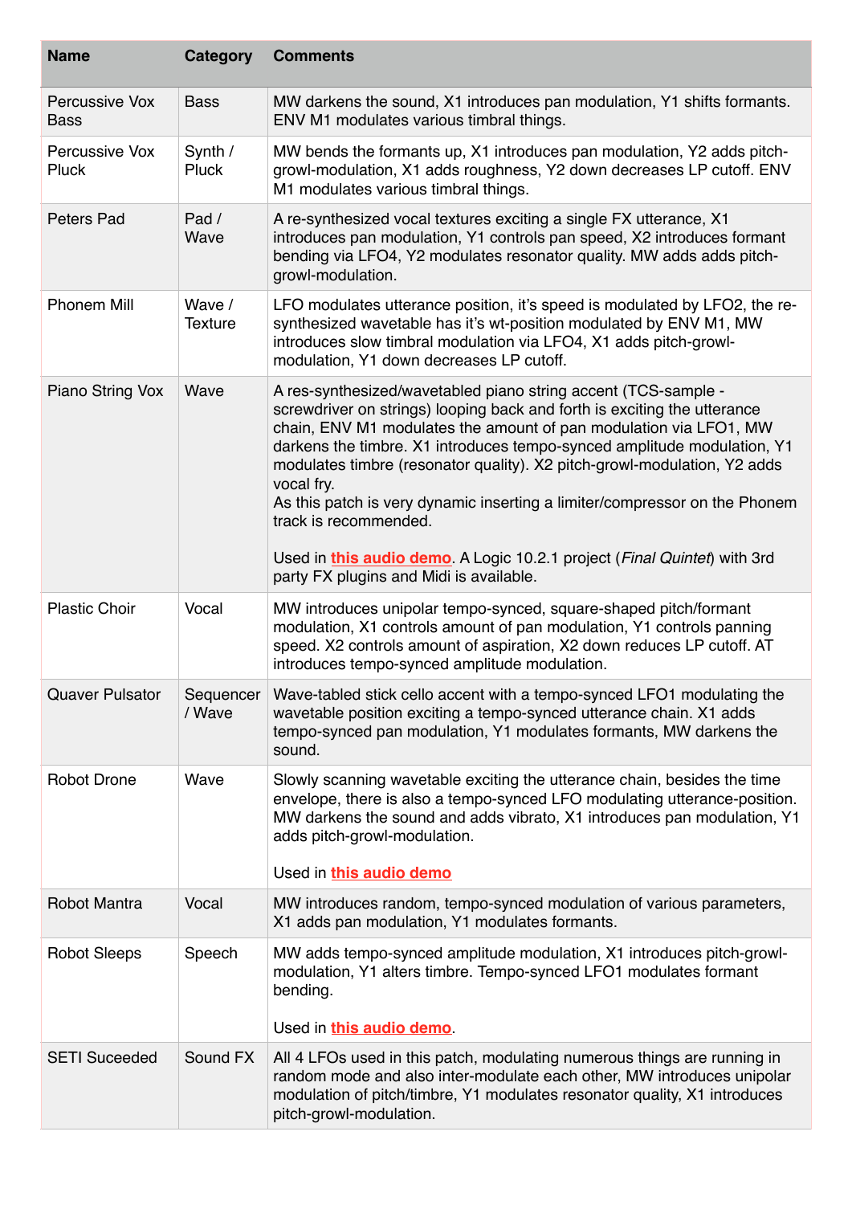| Name | Category | Comments |
|---|---|---|
| Percussive Vox Bass | Bass | MW darkens the sound, X1 introduces pan modulation, Y1 shifts formants. ENV M1 modulates various timbral things. |
| Percussive Vox Pluck | Synth / Pluck | MW bends the formants up, X1 introduces pan modulation, Y2 adds pitch-growl-modulation, X1 adds roughness, Y2 down decreases LP cutoff. ENV M1 modulates various timbral things. |
| Peters Pad | Pad / Wave | A re-synthesized vocal textures exciting a single FX utterance, X1 introduces pan modulation, Y1 controls pan speed, X2 introduces formant bending via LFO4, Y2 modulates resonator quality. MW adds adds pitch-growl-modulation. |
| Phonem Mill | Wave / Texture | LFO modulates utterance position, it's speed is modulated by LFO2, the re-synthesized wavetable has it's wt-position modulated by ENV M1, MW introduces slow timbral modulation via LFO4, X1 adds pitch-growl-modulation, Y1 down decreases LP cutoff. |
| Piano String Vox | Wave | A res-synthesized/wavetabled piano string accent (TCS-sample - screwdriver on strings) looping back and forth is exciting the utterance chain, ENV M1 modulates the amount of pan modulation via LFO1, MW darkens the timbre. X1 introduces tempo-synced amplitude modulation, Y1 modulates timbre (resonator quality). X2 pitch-growl-modulation, Y2 adds vocal fry.<br>As this patch is very dynamic inserting a limiter/compressor on the Phonem track is recommended.<br><br>Used in **this audio demo**. A Logic 10.2.1 project (*Final Quintet*) with 3rd party FX plugins and Midi is available. |
| Plastic Choir | Vocal | MW introduces unipolar tempo-synced, square-shaped pitch/formant modulation, X1 controls amount of pan modulation, Y1 controls panning speed. X2 controls amount of aspiration, X2 down reduces LP cutoff. AT introduces tempo-synced amplitude modulation. |
| Quaver Pulsator | Sequencer / Wave | Wave-tabled stick cello accent with a tempo-synced LFO1 modulating the wavetable position exciting a tempo-synced utterance chain. X1 adds tempo-synced pan modulation, Y1 modulates formants, MW darkens the sound. |
| Robot Drone | Wave | Slowly scanning wavetable exciting the utterance chain, besides the time envelope, there is also a tempo-synced LFO modulating utterance-position. MW darkens the sound and adds vibrato, X1 introduces pan modulation, Y1 adds pitch-growl-modulation.<br><br>Used in **this audio demo** |
| Robot Mantra | Vocal | MW introduces random, tempo-synced modulation of various parameters, X1 adds pan modulation, Y1 modulates formants. |
| Robot Sleeps | Speech | MW adds tempo-synced amplitude modulation, X1 introduces pitch-growl-modulation, Y1 alters timbre. Tempo-synced LFO1 modulates formant bending.<br><br>Used in **this audio demo**. |
| SETI Suceeded | Sound FX | All 4 LFOs used in this patch, modulating numerous things are running in random mode and also inter-modulate each other, MW introduces unipolar modulation of pitch/timbre, Y1 modulates resonator quality, X1 introduces pitch-growl-modulation. |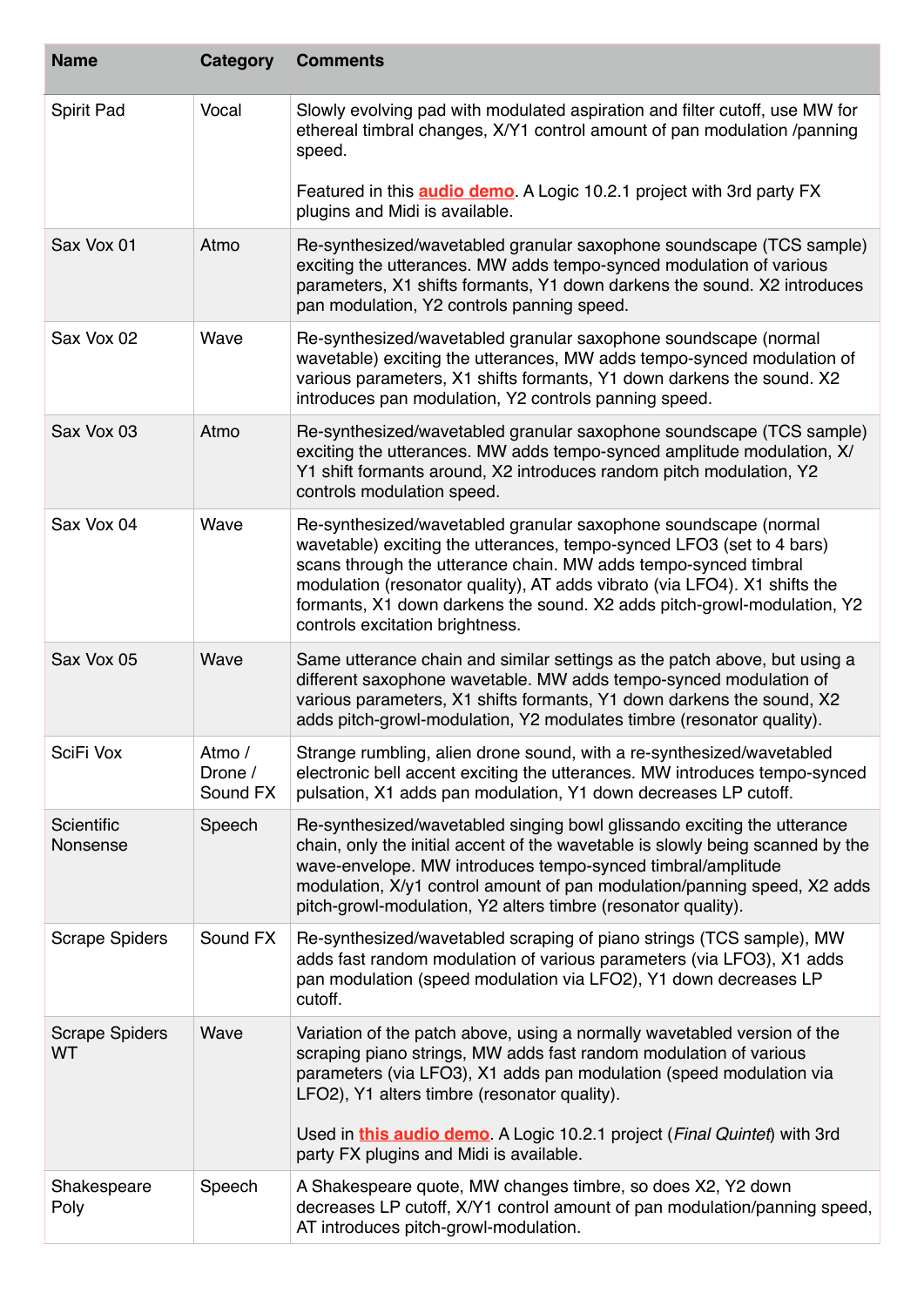| Name | Category | Comments |
|---|---|---|
| Spirit Pad | Vocal | Slowly evolving pad with modulated aspiration and filter cutoff, use MW for ethereal timbral changes, X/Y1 control amount of pan modulation /panning speed.<br><br>Featured in this **audio demo**. A Logic 10.2.1 project with 3rd party FX plugins and Midi is available. |
| Sax Vox 01 | Atmo | Re-synthesized/wavetabled granular saxophone soundscape (TCS sample) exciting the utterances. MW adds tempo-synced modulation of various parameters, X1 shifts formants, Y1 down darkens the sound. X2 introduces pan modulation, Y2 controls panning speed. |
| Sax Vox 02 | Wave | Re-synthesized/wavetabled granular saxophone soundscape (normal wavetable) exciting the utterances, MW adds tempo-synced modulation of various parameters, X1 shifts formants, Y1 down darkens the sound. X2 introduces pan modulation, Y2 controls panning speed. |
| Sax Vox 03 | Atmo | Re-synthesized/wavetabled granular saxophone soundscape (TCS sample) exciting the utterances. MW adds tempo-synced amplitude modulation, X/Y1 shift formants around, X2 introduces random pitch modulation, Y2 controls modulation speed. |
| Sax Vox 04 | Wave | Re-synthesized/wavetabled granular saxophone soundscape (normal wavetable) exciting the utterances, tempo-synced LFO3 (set to 4 bars) scans through the utterance chain. MW adds tempo-synced timbral modulation (resonator quality), AT adds vibrato (via LFO4). X1 shifts the formants, X1 down darkens the sound. X2 adds pitch-growl-modulation, Y2 controls excitation brightness. |
| Sax Vox 05 | Wave | Same utterance chain and similar settings as the patch above, but using a different saxophone wavetable. MW adds tempo-synced modulation of various parameters, X1 shifts formants, Y1 down darkens the sound, X2 adds pitch-growl-modulation, Y2 modulates timbre (resonator quality). |
| SciFi Vox | Atmo / Drone / Sound FX | Strange rumbling, alien drone sound, with a re-synthesized/wavetabled electronic bell accent exciting the utterances. MW introduces tempo-synced pulsation, X1 adds pan modulation, Y1 down decreases LP cutoff. |
| Scientific Nonsense | Speech | Re-synthesized/wavetabled singing bowl glissando exciting the utterance chain, only the initial accent of the wavetable is slowly being scanned by the wave-envelope. MW introduces tempo-synced timbral/amplitude modulation, X/y1 control amount of pan modulation/panning speed, X2 adds pitch-growl-modulation, Y2 alters timbre (resonator quality). |
| Scrape Spiders | Sound FX | Re-synthesized/wavetabled scraping of piano strings (TCS sample), MW adds fast random modulation of various parameters (via LFO3), X1 adds pan modulation (speed modulation via LFO2), Y1 down decreases LP cutoff. |
| Scrape Spiders WT | Wave | Variation of the patch above, using a normally wavetabled version of the scraping piano strings, MW adds fast random modulation of various parameters (via LFO3), X1 adds pan modulation (speed modulation via LFO2), Y1 alters timbre (resonator quality).<br><br>Used in **this audio demo**. A Logic 10.2.1 project (*Final Quintet*) with 3rd party FX plugins and Midi is available. |
| Shakespeare Poly | Speech | A Shakespeare quote, MW changes timbre, so does X2, Y2 down decreases LP cutoff, X/Y1 control amount of pan modulation/panning speed, AT introduces pitch-growl-modulation. |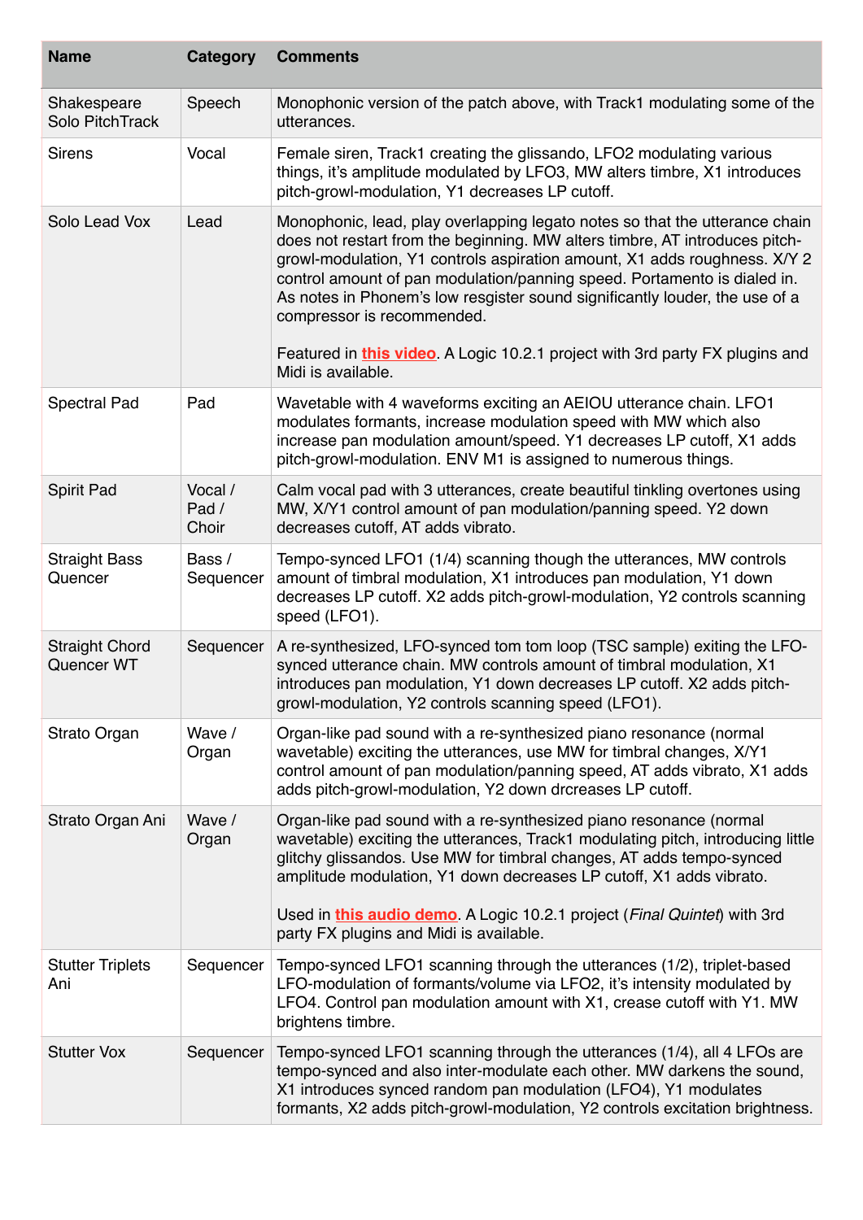| Name | Category | Comments |
|---|---|---|
| Shakespeare Solo PitchTrack | Speech | Monophonic version of the patch above, with Track1 modulating some of the utterances. |
| Sirens | Vocal | Female siren, Track1 creating the glissando, LFO2 modulating various things, it's amplitude modulated by LFO3, MW alters timbre, X1 introduces pitch-growl-modulation, Y1 decreases LP cutoff. |
| Solo Lead Vox | Lead | Monophonic, lead, play overlapping legato notes so that the utterance chain does not restart from the beginning. MW alters timbre, AT introduces pitch-growl-modulation, Y1 controls aspiration amount, X1 adds roughness. X/Y 2 control amount of pan modulation/panning speed. Portamento is dialed in. As notes in Phonem's low resgister sound significantly louder, the use of a compressor is recommended.<br><br>Featured in **this video**. A Logic 10.2.1 project with 3rd party FX plugins and Midi is available. |
| Spectral Pad | Pad | Wavetable with 4 waveforms exciting an AEIOU utterance chain. LFO1 modulates formants, increase modulation speed with MW which also increase pan modulation amount/speed. Y1 decreases LP cutoff, X1 adds pitch-growl-modulation. ENV M1 is assigned to numerous things. |
| Spirit Pad | Vocal / Pad / Choir | Calm vocal pad with 3 utterances, create beautiful tinkling overtones using MW, X/Y1 control amount of pan modulation/panning speed. Y2 down decreases cutoff, AT adds vibrato. |
| Straight Bass Quencer | Bass / Sequencer | Tempo-synced LFO1 (1/4) scanning though the utterances, MW controls amount of timbral modulation, X1 introduces pan modulation, Y1 down decreases LP cutoff. X2 adds pitch-growl-modulation, Y2 controls scanning speed (LFO1). |
| Straight Chord Quencer WT | Sequencer | A re-synthesized, LFO-synced tom tom loop (TSC sample) exiting the LFO-synced utterance chain. MW controls amount of timbral modulation, X1 introduces pan modulation, Y1 down decreases LP cutoff. X2 adds pitch-growl-modulation, Y2 controls scanning speed (LFO1). |
| Strato Organ | Wave / Organ | Organ-like pad sound with a re-synthesized piano resonance (normal wavetable) exciting the utterances, use MW for timbral changes, X/Y1 control amount of pan modulation/panning speed, AT adds vibrato, X1 adds adds pitch-growl-modulation, Y2 down drcreases LP cutoff. |
| Strato Organ Ani | Wave / Organ | Organ-like pad sound with a re-synthesized piano resonance (normal wavetable) exciting the utterances, Track1 modulating pitch, introducing little glitchy glissandos. Use MW for timbral changes, AT adds tempo-synced amplitude modulation, Y1 down decreases LP cutoff, X1 adds vibrato.<br><br>Used in **this audio demo**. A Logic 10.2.1 project (*Final Quintet*) with 3rd party FX plugins and Midi is available. |
| Stutter Triplets Ani | Sequencer | Tempo-synced LFO1 scanning through the utterances (1/2), triplet-based LFO-modulation of formants/volume via LFO2, it's intensity modulated by LFO4. Control pan modulation amount with X1, crease cutoff with Y1. MW brightens timbre. |
| Stutter Vox | Sequencer | Tempo-synced LFO1 scanning through the utterances (1/4), all 4 LFOs are tempo-synced and also inter-modulate each other. MW darkens the sound, X1 introduces synced random pan modulation (LFO4), Y1 modulates formants, X2 adds pitch-growl-modulation, Y2 controls excitation brightness. |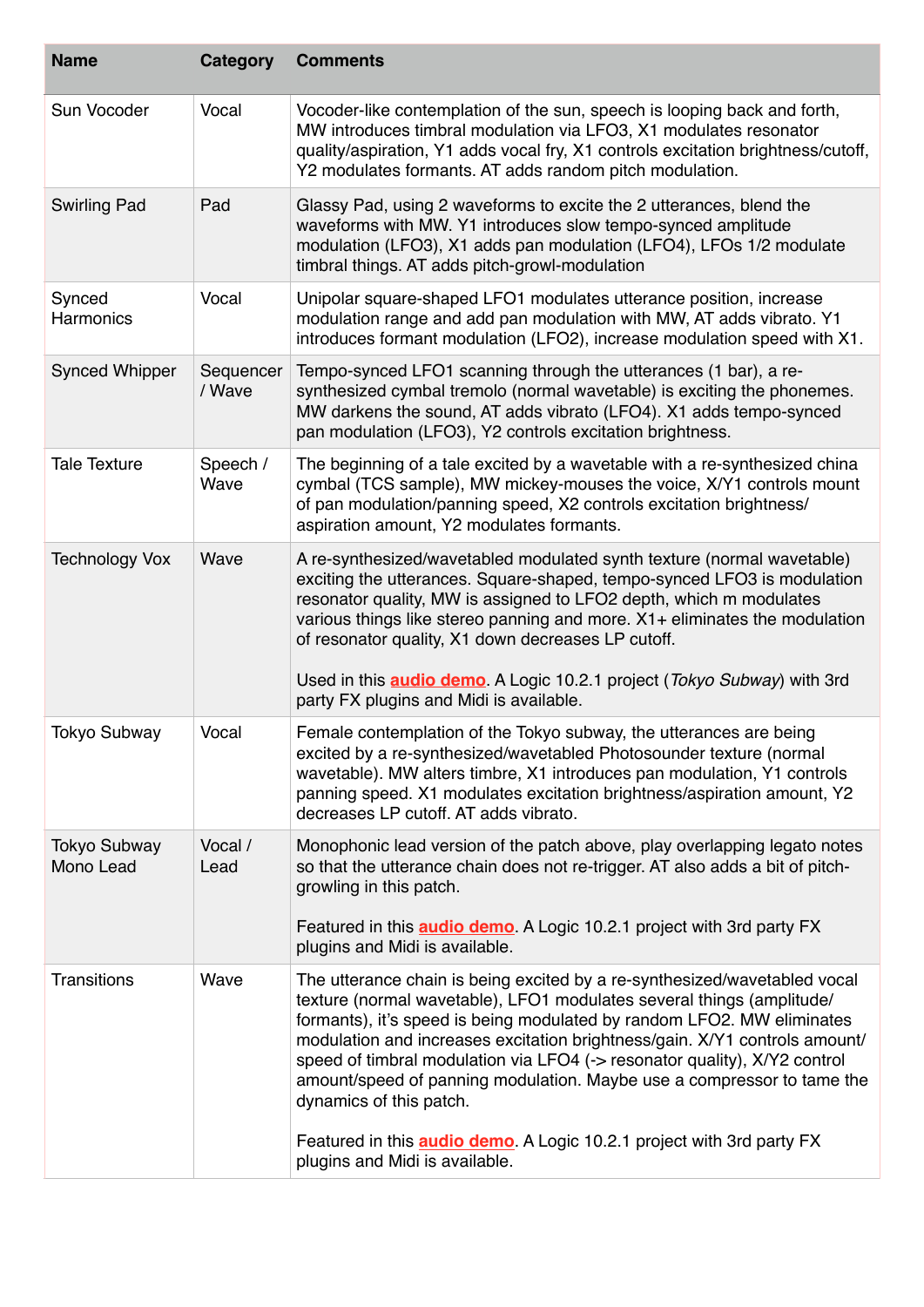| Name | Category | Comments |
|---|---|---|
| Sun Vocoder | Vocal | Vocoder-like contemplation of the sun, speech is looping back and forth, MW introduces timbral modulation via LFO3, X1 modulates resonator quality/aspiration, Y1 adds vocal fry, X1 controls excitation brightness/cutoff, Y2 modulates formants. AT adds random pitch modulation. |
| Swirling Pad | Pad | Glassy Pad, using 2 waveforms to excite the 2 utterances, blend the waveforms with MW. Y1 introduces slow tempo-synced amplitude modulation (LFO3), X1 adds pan modulation (LFO4), LFOs 1/2 modulate timbral things. AT adds pitch-growl-modulation |
| Synced Harmonics | Vocal | Unipolar square-shaped LFO1 modulates utterance position, increase modulation range and add pan modulation with MW, AT adds vibrato. Y1 introduces formant modulation (LFO2), increase modulation speed with X1. |
| Synced Whipper | Sequencer / Wave | Tempo-synced LFO1 scanning through the utterances (1 bar), a re-synthesized cymbal tremolo (normal wavetable) is exciting the phonemes. MW darkens the sound, AT adds vibrato (LFO4). X1 adds tempo-synced pan modulation (LFO3), Y2 controls excitation brightness. |
| Tale Texture | Speech / Wave | The beginning of a tale excited by a wavetable with a re-synthesized china cymbal (TCS sample), MW mickey-mouses the voice, X/Y1 controls mount of pan modulation/panning speed, X2 controls excitation brightness/ aspiration amount, Y2 modulates formants. |
| Technology Vox | Wave | A re-synthesized/wavetabled modulated synth texture (normal wavetable) exciting the utterances. Square-shaped, tempo-synced LFO3 is modulation resonator quality, MW is assigned to LFO2 depth, which m modulates various things like stereo panning and more. X1+ eliminates the modulation of resonator quality, X1 down decreases LP cutoff.<br><br>Used in this **audio demo**. A Logic 10.2.1 project (*Tokyo Subway*) with 3rd party FX plugins and Midi is available. |
| Tokyo Subway | Vocal | Female contemplation of the Tokyo subway, the utterances are being excited by a re-synthesized/wavetabled Photosounder texture (normal wavetable). MW alters timbre, X1 introduces pan modulation, Y1 controls panning speed. X1 modulates excitation brightness/aspiration amount, Y2 decreases LP cutoff. AT adds vibrato. |
| Tokyo Subway Mono Lead | Vocal / Lead | Monophonic lead version of the patch above, play overlapping legato notes so that the utterance chain does not re-trigger. AT also adds a bit of pitch-growling in this patch.<br><br>Featured in this **audio demo**. A Logic 10.2.1 project with 3rd party FX plugins and Midi is available. |
| Transitions | Wave | The utterance chain is being excited by a re-synthesized/wavetabled vocal texture (normal wavetable), LFO1 modulates several things (amplitude/ formants), it's speed is being modulated by random LFO2. MW eliminates modulation and increases excitation brightness/gain. X/Y1 controls amount/ speed of timbral modulation via LFO4 (-> resonator quality), X/Y2 control amount/speed of panning modulation. Maybe use a compressor to tame the dynamics of this patch.<br><br>Featured in this **audio demo**. A Logic 10.2.1 project with 3rd party FX plugins and Midi is available. |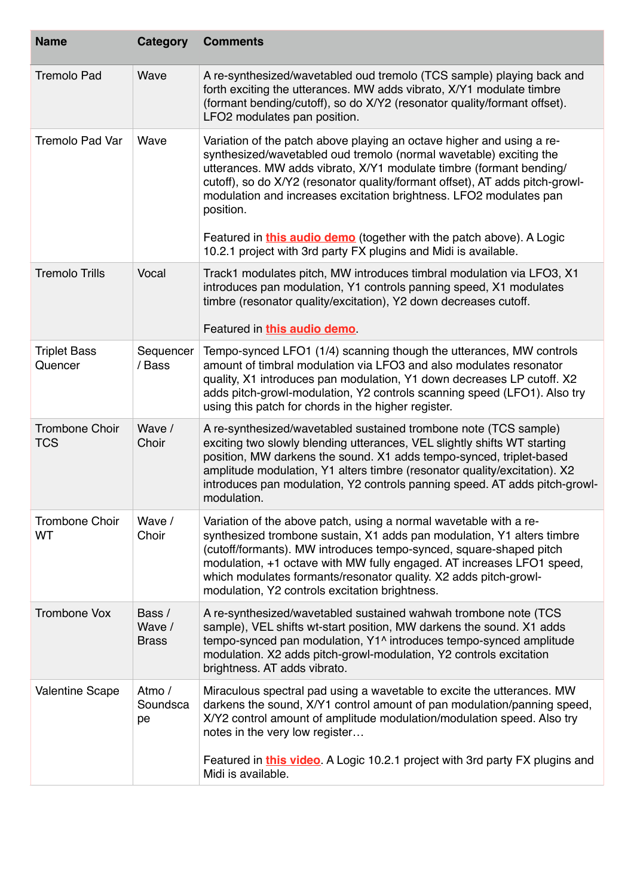| Name | Category | Comments |
|---|---|---|
| Tremolo Pad | Wave | A re-synthesized/wavetabled oud tremolo (TCS sample) playing back and forth exciting the utterances. MW adds vibrato, X/Y1 modulate timbre (formant bending/cutoff), so do X/Y2 (resonator quality/formant offset). LFO2 modulates pan position. |
| Tremolo Pad Var | Wave | Variation of the patch above playing an octave higher and using a re-synthesized/wavetabled oud tremolo (normal wavetable) exciting the utterances. MW adds vibrato, X/Y1 modulate timbre (formant bending/cutoff), so do X/Y2 (resonator quality/formant offset), AT adds pitch-growl-modulation and increases excitation brightness. LFO2 modulates pan position.<br><br>Featured in **this audio demo** (together with the patch above). A Logic 10.2.1 project with 3rd party FX plugins and Midi is available. |
| Tremolo Trills | Vocal | Track1 modulates pitch, MW introduces timbral modulation via LFO3, X1 introduces pan modulation, Y1 controls panning speed, X1 modulates timbre (resonator quality/excitation), Y2 down decreases cutoff.<br><br>Featured in **this audio demo**. |
| Triplet Bass Quencer | Sequencer / Bass | Tempo-synced LFO1 (1/4) scanning though the utterances, MW controls amount of timbral modulation via LFO3 and also modulates resonator quality, X1 introduces pan modulation, Y1 down decreases LP cutoff. X2 adds pitch-growl-modulation, Y2 controls scanning speed (LFO1). Also try using this patch for chords in the higher register. |
| Trombone Choir TCS | Wave / Choir | A re-synthesized/wavetabled sustained trombone note (TCS sample) exciting two slowly blending utterances, VEL slightly shifts WT starting position, MW darkens the sound. X1 adds tempo-synced, triplet-based amplitude modulation, Y1 alters timbre (resonator quality/excitation). X2 introduces pan modulation, Y2 controls panning speed. AT adds pitch-growl-modulation. |
| Trombone Choir WT | Wave / Choir | Variation of the above patch, using a normal wavetable with a re-synthesized trombone sustain, X1 adds pan modulation, Y1 alters timbre (cutoff/formants). MW introduces tempo-synced, square-shaped pitch modulation, +1 octave with MW fully engaged. AT increases LFO1 speed, which modulates formants/resonator quality. X2 adds pitch-growl-modulation, Y2 controls excitation brightness. |
| Trombone Vox | Bass / Wave / Brass | A re-synthesized/wavetabled sustained wahwah trombone note (TCS sample), VEL shifts wt-start position, MW darkens the sound. X1 adds tempo-synced pan modulation, Y1^ introduces tempo-synced amplitude modulation. X2 adds pitch-growl-modulation, Y2 controls excitation brightness. AT adds vibrato. |
| Valentine Scape | Atmo / Soundscape | Miraculous spectral pad using a wavetable to excite the utterances. MW darkens the sound, X/Y1 control amount of pan modulation/panning speed, X/Y2 control amount of amplitude modulation/modulation speed. Also try notes in the very low register…<br><br>Featured in **this video**. A Logic 10.2.1 project with 3rd party FX plugins and Midi is available. |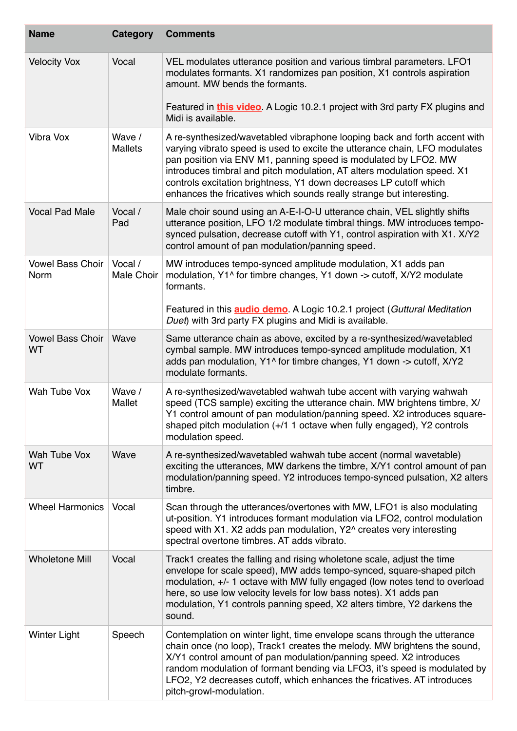| Name | Category | Comments |
|---|---|---|
| Velocity Vox | Vocal | VEL modulates utterance position and various timbral parameters. LFO1 modulates formants. X1 randomizes pan position, X1 controls aspiration amount. MW bends the formants.<br><br>Featured in **this video**. A Logic 10.2.1 project with 3rd party FX plugins and Midi is available. |
| Vibra Vox | Wave / Mallets | A re-synthesized/wavetabled vibraphone looping back and forth accent with varying vibrato speed is used to excite the utterance chain, LFO modulates pan position via ENV M1, panning speed is modulated by LFO2. MW introduces timbral and pitch modulation, AT alters modulation speed. X1 controls excitation brightness, Y1 down decreases LP cutoff which enhances the fricatives which sounds really strange but interesting. |
| Vocal Pad Male | Vocal / Pad | Male choir sound using an A-E-I-O-U utterance chain, VEL slightly shifts utterance position, LFO 1/2 modulate timbral things. MW introduces tempo-synced pulsation, decrease cutoff with Y1, control aspiration with X1. X/Y2 control amount of pan modulation/panning speed. |
| Vowel Bass Choir Norm | Vocal / Male Choir | MW introduces tempo-synced amplitude modulation, X1 adds pan modulation, Y1^ for timbre changes, Y1 down -> cutoff, X/Y2 modulate formants.<br><br>Featured in this **audio demo**. A Logic 10.2.1 project (*Guttural Meditation Duet*) with 3rd party FX plugins and Midi is available. |
| Vowel Bass Choir WT | Wave | Same utterance chain as above, excited by a re-synthesized/wavetabled cymbal sample. MW introduces tempo-synced amplitude modulation, X1 adds pan modulation, Y1^ for timbre changes, Y1 down -> cutoff, X/Y2 modulate formants. |
| Wah Tube Vox | Wave / Mallet | A re-synthesized/wavetabled wahwah tube accent with varying wahwah speed (TCS sample) exciting the utterance chain. MW brightens timbre, X/Y1 control amount of pan modulation/panning speed. X2 introduces square-shaped pitch modulation (+/1 1 octave when fully engaged), Y2 controls modulation speed. |
| Wah Tube Vox WT | Wave | A re-synthesized/wavetabled wahwah tube accent (normal wavetable) exciting the utterances, MW darkens the timbre, X/Y1 control amount of pan modulation/panning speed. Y2 introduces tempo-synced pulsation, X2 alters timbre. |
| Wheel Harmonics | Vocal | Scan through the utterances/overtones with MW, LFO1 is also modulating ut-position. Y1 introduces formant modulation via LFO2, control modulation speed with X1. X2 adds pan modulation, Y2^ creates very interesting spectral overtone timbres. AT adds vibrato. |
| Wholetone Mill | Vocal | Track1 creates the falling and rising wholetone scale, adjust the time envelope for scale speed), MW adds tempo-synced, square-shaped pitch modulation, +/- 1 octave with MW fully engaged (low notes tend to overload here, so use low velocity levels for low bass notes). X1 adds pan modulation, Y1 controls panning speed, X2 alters timbre, Y2 darkens the sound. |
| Winter Light | Speech | Contemplation on winter light, time envelope scans through the utterance chain once (no loop), Track1 creates the melody. MW brightens the sound, X/Y1 control amount of pan modulation/panning speed. X2 introduces random modulation of formant bending via LFO3, it's speed is modulated by LFO2, Y2 decreases cutoff, which enhances the fricatives. AT introduces pitch-growl-modulation. |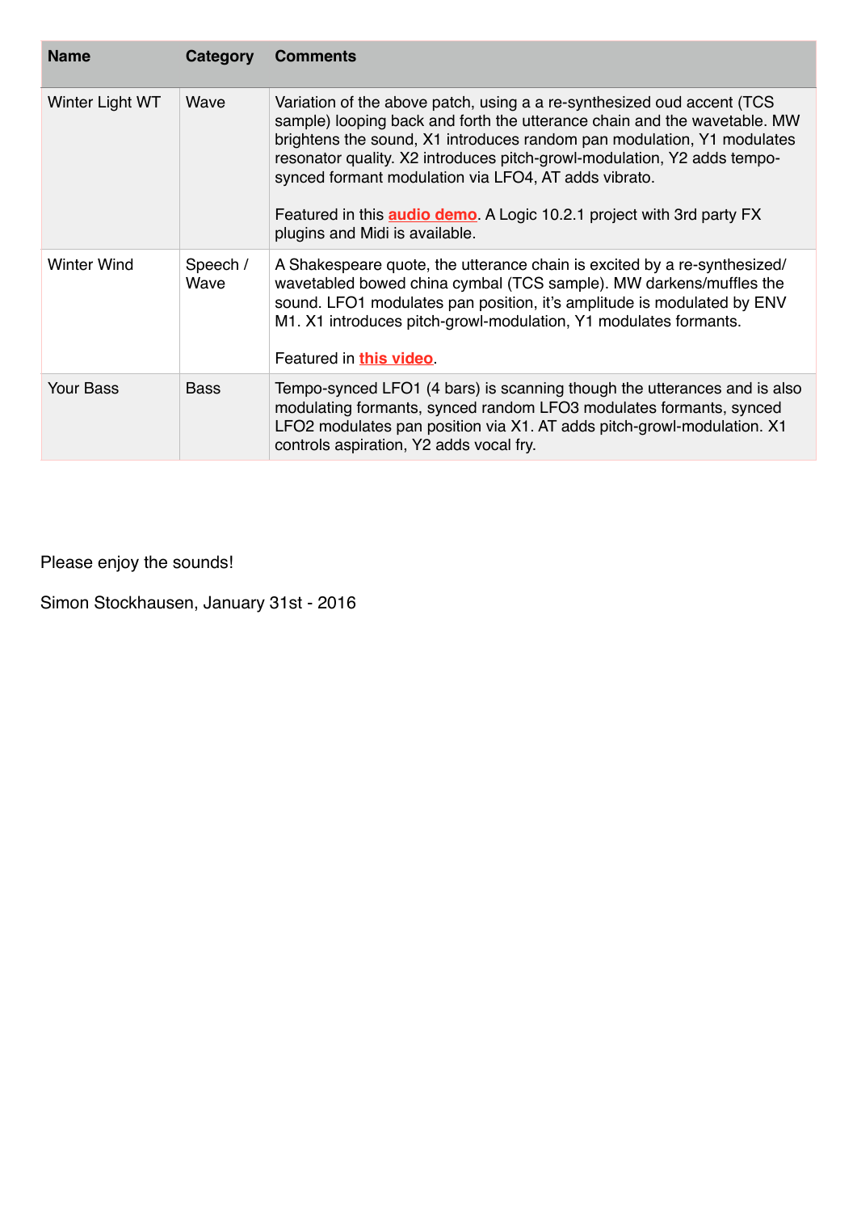| Name | Category | Comments |
| --- | --- | --- |
| Winter Light WT | Wave | Variation of the above patch, using a a re-synthesized oud accent (TCS sample) looping back and forth the utterance chain and the wavetable. MW brightens the sound, X1 introduces random pan modulation, Y1 modulates resonator quality. X2 introduces pitch-growl-modulation, Y2 adds tempo-synced formant modulation via LFO4, AT adds vibrato.<br><br>Featured in this **audio demo**. A Logic 10.2.1 project with 3rd party FX plugins and Midi is available. |
| Winter Wind | Speech / Wave | A Shakespeare quote, the utterance chain is excited by a re-synthesized/ wavetabled bowed china cymbal (TCS sample). MW darkens/muffles the sound. LFO1 modulates pan position, it's amplitude is modulated by ENV M1. X1 introduces pitch-growl-modulation, Y1 modulates formants.<br><br>Featured in **this video**. |
| Your Bass | Bass | Tempo-synced LFO1 (4 bars) is scanning though the utterances and is also modulating formants, synced random LFO3 modulates formants, synced LFO2 modulates pan position via X1. AT adds pitch-growl-modulation. X1 controls aspiration, Y2 adds vocal fry. |

Please enjoy the sounds!

Simon Stockhausen, January 31st - 2016